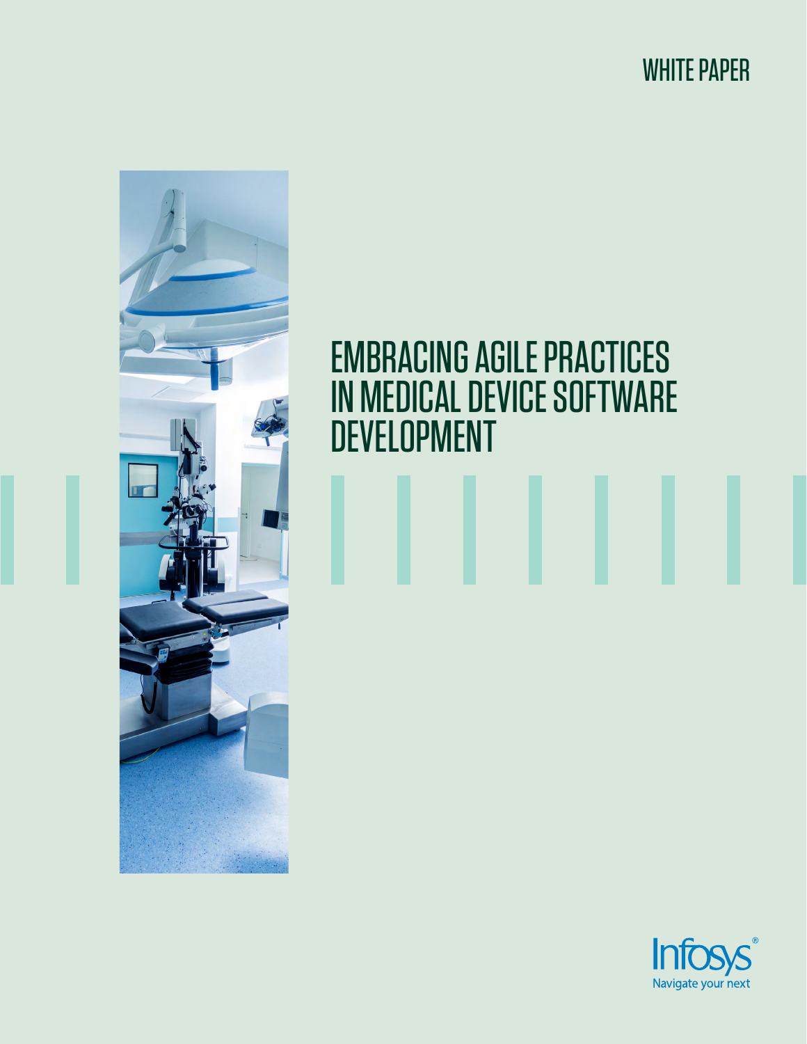WHITE PAPER

# EMBRACING AGILE PRACTICES IN MEDICAL DEVICE SOFTWARE DEVELOPMENT

Infosys®
Navigate your next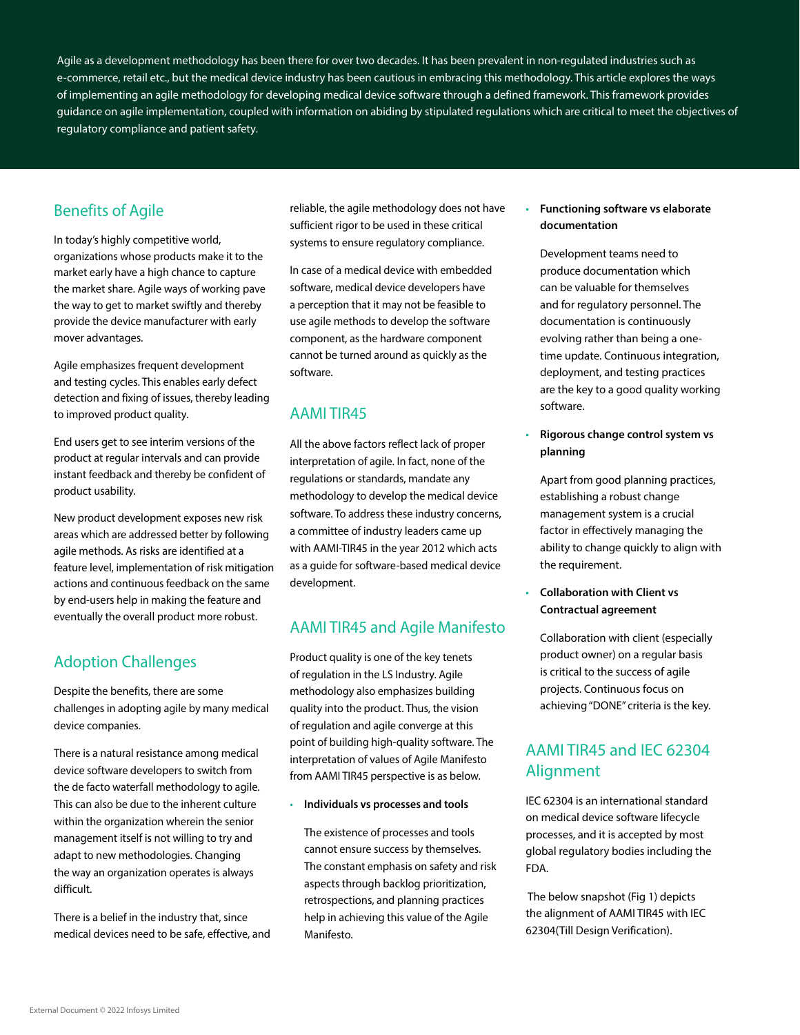Agile as a development methodology has been there for over two decades. It has been prevalent in non-regulated industries such as e-commerce, retail etc., but the medical device industry has been cautious in embracing this methodology. This article explores the ways of implementing an agile methodology for developing medical device software through a defined framework. This framework provides guidance on agile implementation, coupled with information on abiding by stipulated regulations which are critical to meet the objectives of regulatory compliance and patient safety.

## Benefits of Agile

In today's highly competitive world, organizations whose products make it to the market early have a high chance to capture the market share. Agile ways of working pave the way to get to market swiftly and thereby provide the device manufacturer with early mover advantages.

Agile emphasizes frequent development and testing cycles. This enables early defect detection and fixing of issues, thereby leading to improved product quality.

End users get to see interim versions of the product at regular intervals and can provide instant feedback and thereby be confident of product usability.

New product development exposes new risk areas which are addressed better by following agile methods. As risks are identified at a feature level, implementation of risk mitigation actions and continuous feedback on the same by end-users help in making the feature and eventually the overall product more robust.

## Adoption Challenges

Despite the benefits, there are some challenges in adopting agile by many medical device companies.

There is a natural resistance among medical device software developers to switch from the de facto waterfall methodology to agile. This can also be due to the inherent culture within the organization wherein the senior management itself is not willing to try and adapt to new methodologies. Changing the way an organization operates is always difficult.

There is a belief in the industry that, since medical devices need to be safe, effective, and reliable, the agile methodology does not have sufficient rigor to be used in these critical systems to ensure regulatory compliance.

In case of a medical device with embedded software, medical device developers have a perception that it may not be feasible to use agile methods to develop the software component, as the hardware component cannot be turned around as quickly as the software.

## AAMI TIR45

All the above factors reflect lack of proper interpretation of agile. In fact, none of the regulations or standards, mandate any methodology to develop the medical device software. To address these industry concerns, a committee of industry leaders came up with AAMI-TIR45 in the year 2012 which acts as a guide for software-based medical device development.

## AAMI TIR45 and Agile Manifesto

Product quality is one of the key tenets of regulation in the LS Industry. Agile methodology also emphasizes building quality into the product. Thus, the vision of regulation and agile converge at this point of building high-quality software. The interpretation of values of Agile Manifesto from AAMI TIR45 perspective is as below.

- **Individuals vs processes and tools**

  The existence of processes and tools cannot ensure success by themselves. The constant emphasis on safety and risk aspects through backlog prioritization, retrospections, and planning practices help in achieving this value of the Agile Manifesto.

- **Functioning software vs elaborate documentation**

  Development teams need to produce documentation which can be valuable for themselves and for regulatory personnel. The documentation is continuously evolving rather than being a one-time update. Continuous integration, deployment, and testing practices are the key to a good quality working software.

- **Rigorous change control system vs planning**

  Apart from good planning practices, establishing a robust change management system is a crucial factor in effectively managing the ability to change quickly to align with the requirement.

- **Collaboration with Client vs Contractual agreement**

  Collaboration with client (especially product owner) on a regular basis is critical to the success of agile projects. Continuous focus on achieving "DONE" criteria is the key.

## AAMI TIR45 and IEC 62304 Alignment

IEC 62304 is an international standard on medical device software lifecycle processes, and it is accepted by most global regulatory bodies including the FDA.

The below snapshot (Fig 1) depicts the alignment of AAMI TIR45 with IEC 62304(Till Design Verification).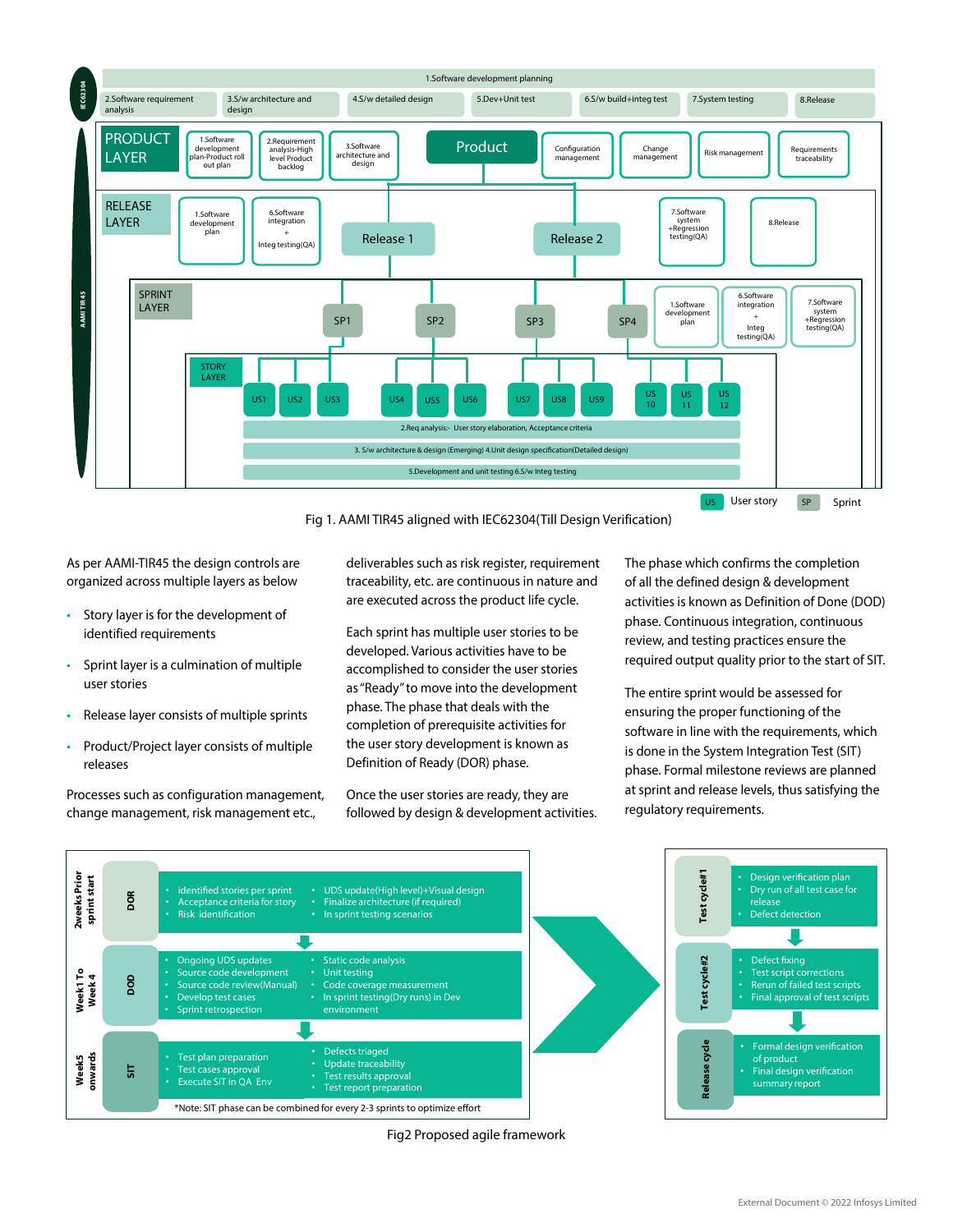Fig 1. AAMI TIR45 aligned with IEC62304(Till Design Verification)

As per AAMI-TIR45 the design controls are organized across multiple layers as below

- Story layer is for the development of identified requirements
- Sprint layer is a culmination of multiple user stories
- Release layer consists of multiple sprints
- Product/Project layer consists of multiple releases

Processes such as configuration management, change management, risk management etc., deliverables such as risk register, requirement traceability, etc. are continuous in nature and are executed across the product life cycle.

Each sprint has multiple user stories to be developed. Various activities have to be accomplished to consider the user stories as "Ready" to move into the development phase. The phase that deals with the completion of prerequisite activities for the user story development is known as Definition of Ready (DOR) phase.

Once the user stories are ready, they are followed by design & development activities. The phase which confirms the completion of all the defined design & development activities is known as Definition of Done (DOD) phase. Continuous integration, continuous review, and testing practices ensure the required output quality prior to the start of SIT.

The entire sprint would be assessed for ensuring the proper functioning of the software in line with the requirements, which is done in the System Integration Test (SIT) phase. Formal milestone reviews are planned at sprint and release levels, thus satisfying the regulatory requirements.

Fig2 Proposed agile framework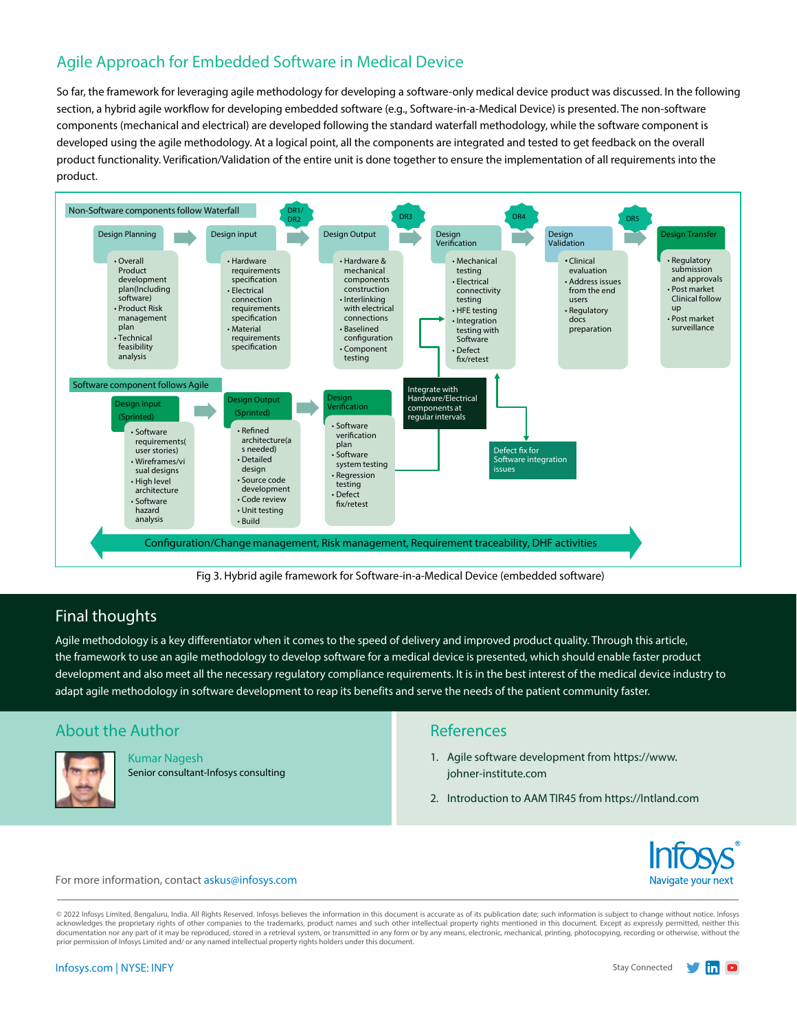## Agile Approach for Embedded Software in Medical Device

So far, the framework for leveraging agile methodology for developing a software-only medical device product was discussed. In the following section, a hybrid agile workflow for developing embedded software (e.g., Software-in-a-Medical Device) is presented. The non-software components (mechanical and electrical) are developed following the standard waterfall methodology, while the software component is developed using the agile methodology. At a logical point, all the components are integrated and tested to get feedback on the overall product functionality. Verification/Validation of the entire unit is done together to ensure the implementation of all requirements into the product.

Non-Software components follow Waterfall

DR1/DR2

DR3

DR4

DR5

Design Planning
- Overall Product development plan(Including software)
- Product Risk management plan
- Technical feasibility analysis

Design input
- Hardware requirements specification
- Electrical connection requirements specification
- Material requirements specification

Design Output
- Hardware & mechanical components construction
- Interlinking with electrical connections
- Baselined configuration
- Component testing

Design Verification
- Mechanical testing
- Electrical connectivity testing
- HFE testing
- Integration testing with Software
- Defect fix/retest

Design Validation
- Clinical evaluation
- Address issues from the end users
- Regulatory docs preparation

Design Transfer
- Regulatory submission and approvals
- Post market Clinical follow up
- Post market surveillance

Software component follows Agile

Design input (Sprinted)
- Software requirements( user stories)
- Wireframes/visual designs
- High level architecture
- Software hazard analysis

Design Output (Sprinted)
- Refined architecture(as needed)
- Detailed design
- Source code development
- Code review
- Unit testing
- Build

Design Verification
- Software verification plan
- Software system testing
- Regression testing
- Defect fix/retest

Integrate with Hardware/Electrical components at regular intervals

Defect fix for Software integration issues

Configuration/Change management, Risk management, Requirement traceability, DHF activities

Fig 3. Hybrid agile framework for Software-in-a-Medical Device (embedded software)

## Final thoughts

Agile methodology is a key differentiator when it comes to the speed of delivery and improved product quality. Through this article, the framework to use an agile methodology to develop software for a medical device is presented, which should enable faster product development and also meet all the necessary regulatory compliance requirements. It is in the best interest of the medical device industry to adapt agile methodology in software development to reap its benefits and serve the needs of the patient community faster.

## About the Author

Kumar Nagesh
Senior consultant-Infosys consulting

## References

1. Agile software development from https://www.johner-institute.com
2. Introduction to AAM TIR45 from https://lntland.com

For more information, contact askus@infosys.com

Infosys®
Navigate your next

© 2022 Infosys Limited, Bengaluru, India. All Rights Reserved. Infosys believes the information in this document is accurate as of its publication date; such information is subject to change without notice. Infosys acknowledges the proprietary rights of other companies to the trademarks, product names and such other intellectual property rights mentioned in this document. Except as expressly permitted, neither this documentation nor any part of it may be reproduced, stored in a retrieval system, or transmitted in any form or by any means, electronic, mechanical, printing, photocopying, recording or otherwise, without the prior permission of Infosys Limited and/ or any named intellectual property rights holders under this document.

Infosys.com | NYSE: INFY

Stay Connected